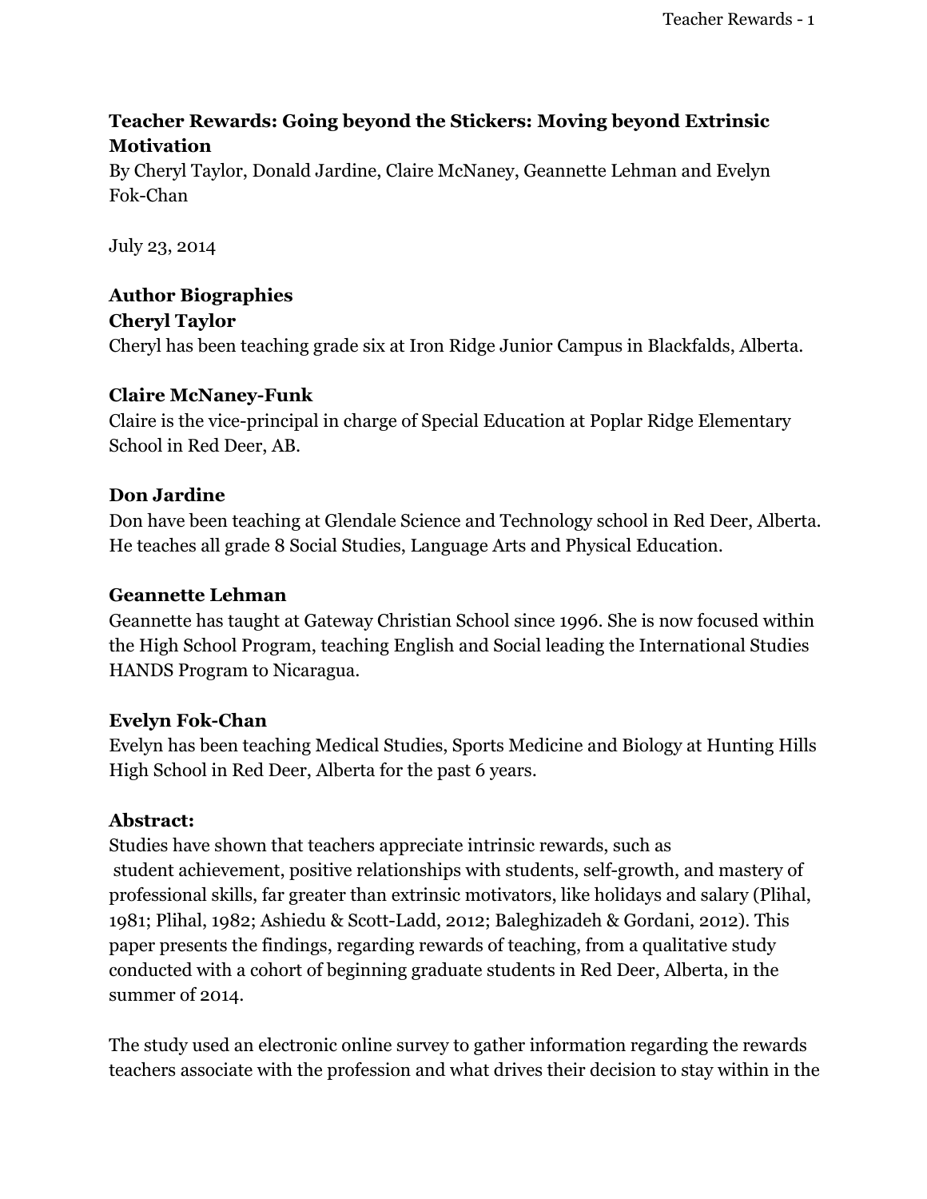## Teacher Rewards: Going beyond the Stickers: Moving beyond Extrinsic Motivation

By Cheryl Taylor, Donald Jardine, Claire McNaney, Geannette Lehman and Evelyn Fok-Chan

July 23, 2014

### Author Biographies

**Cheryl Taylor**

Cheryl has been teaching grade six at Iron Ridge Junior Campus in Blackfalds, Alberta.

**Claire McNaney-Funk**

Claire is the vice-principal in charge of Special Education at Poplar Ridge Elementary School in Red Deer, AB.

**Don Jardine**

Don have been teaching at Glendale Science and Technology school in Red Deer, Alberta. He teaches all grade 8 Social Studies, Language Arts and Physical Education.

**Geannette Lehman**

Geannette has taught at Gateway Christian School since 1996. She is now focused within the High School Program, teaching English and Social leading the International Studies HANDS Program to Nicaragua.

**Evelyn Fok-Chan**

Evelyn has been teaching Medical Studies, Sports Medicine and Biology at Hunting Hills High School in Red Deer, Alberta for the past 6 years.

### Abstract:

Studies have shown that teachers appreciate intrinsic rewards, such as student achievement, positive relationships with students, self-growth, and mastery of professional skills, far greater than extrinsic motivators, like holidays and salary (Plihal, 1981; Plihal, 1982; Ashiedu & Scott-Ladd, 2012; Baleghizadeh & Gordani, 2012). This paper presents the findings, regarding rewards of teaching, from a qualitative study conducted with a cohort of beginning graduate students in Red Deer, Alberta, in the summer of 2014.

The study used an electronic online survey to gather information regarding the rewards teachers associate with the profession and what drives their decision to stay within in the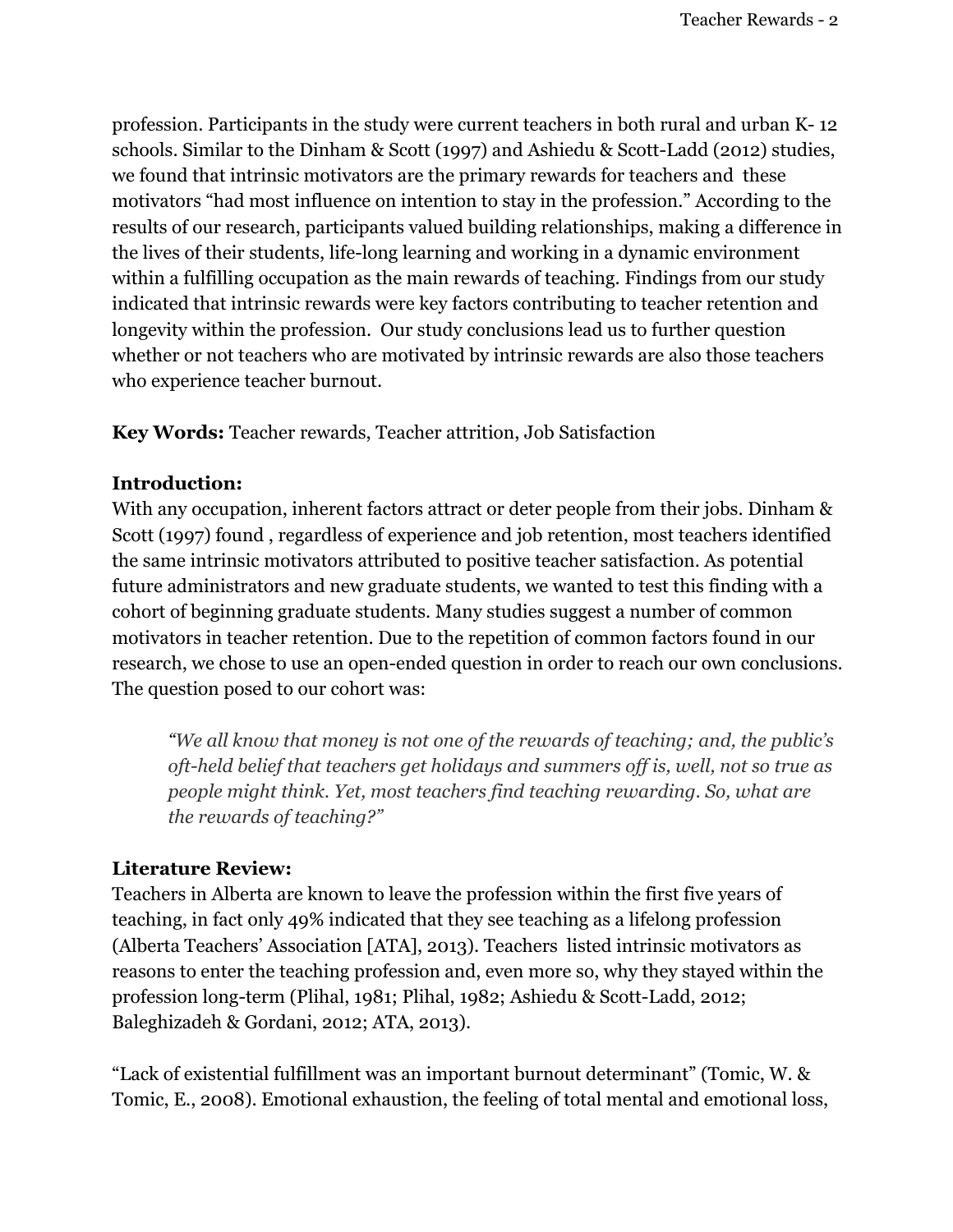profession. Participants in the study were current teachers in both rural and urban K- 12 schools. Similar to the Dinham & Scott (1997) and Ashiedu & Scott-Ladd (2012) studies, we found that intrinsic motivators are the primary rewards for teachers and these motivators "had most influence on intention to stay in the profession." According to the results of our research, participants valued building relationships, making a difference in the lives of their students, life-long learning and working in a dynamic environment within a fulfilling occupation as the main rewards of teaching. Findings from our study indicated that intrinsic rewards were key factors contributing to teacher retention and longevity within the profession. Our study conclusions lead us to further question whether or not teachers who are motivated by intrinsic rewards are also those teachers who experience teacher burnout.

**Key Words:** Teacher rewards, Teacher attrition, Job Satisfaction

**Introduction:**
With any occupation, inherent factors attract or deter people from their jobs. Dinham & Scott (1997) found , regardless of experience and job retention, most teachers identified the same intrinsic motivators attributed to positive teacher satisfaction. As potential future administrators and new graduate students, we wanted to test this finding with a cohort of beginning graduate students. Many studies suggest a number of common motivators in teacher retention. Due to the repetition of common factors found in our research, we chose to use an open-ended question in order to reach our own conclusions. The question posed to our cohort was:

> *"We all know that money is not one of the rewards of teaching; and, the public's oft-held belief that teachers get holidays and summers off is, well, not so true as people might think. Yet, most teachers find teaching rewarding. So, what are the rewards of teaching?"*

**Literature Review:**
Teachers in Alberta are known to leave the profession within the first five years of teaching, in fact only 49% indicated that they see teaching as a lifelong profession (Alberta Teachers' Association [ATA], 2013). Teachers listed intrinsic motivators as reasons to enter the teaching profession and, even more so, why they stayed within the profession long-term (Plihal, 1981; Plihal, 1982; Ashiedu & Scott-Ladd, 2012; Baleghizadeh & Gordani, 2012; ATA, 2013).

"Lack of existential fulfillment was an important burnout determinant" (Tomic, W. & Tomic, E., 2008). Emotional exhaustion, the feeling of total mental and emotional loss,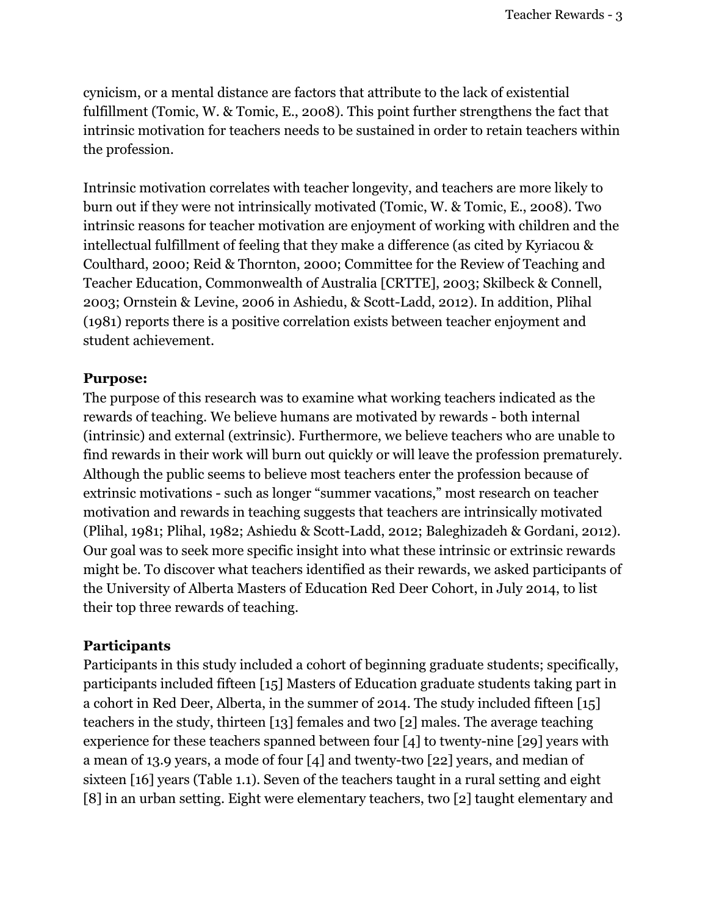cynicism, or a mental distance are factors that attribute to the lack of existential fulfillment (Tomic, W. & Tomic, E., 2008). This point further strengthens the fact that intrinsic motivation for teachers needs to be sustained in order to retain teachers within the profession.

Intrinsic motivation correlates with teacher longevity, and teachers are more likely to burn out if they were not intrinsically motivated (Tomic, W. & Tomic, E., 2008). Two intrinsic reasons for teacher motivation are enjoyment of working with children and the intellectual fulfillment of feeling that they make a difference (as cited by Kyriacou & Coulthard, 2000; Reid & Thornton, 2000; Committee for the Review of Teaching and Teacher Education, Commonwealth of Australia [CRTTE], 2003; Skilbeck & Connell, 2003; Ornstein & Levine, 2006 in Ashiedu, & Scott-Ladd, 2012). In addition, Plihal (1981) reports there is a positive correlation exists between teacher enjoyment and student achievement.

**Purpose:**
The purpose of this research was to examine what working teachers indicated as the rewards of teaching. We believe humans are motivated by rewards - both internal (intrinsic) and external (extrinsic). Furthermore, we believe teachers who are unable to find rewards in their work will burn out quickly or will leave the profession prematurely. Although the public seems to believe most teachers enter the profession because of extrinsic motivations - such as longer "summer vacations," most research on teacher motivation and rewards in teaching suggests that teachers are intrinsically motivated (Plihal, 1981; Plihal, 1982; Ashiedu & Scott-Ladd, 2012; Baleghizadeh & Gordani, 2012). Our goal was to seek more specific insight into what these intrinsic or extrinsic rewards might be. To discover what teachers identified as their rewards, we asked participants of the University of Alberta Masters of Education Red Deer Cohort, in July 2014, to list their top three rewards of teaching.

**Participants**
Participants in this study included a cohort of beginning graduate students; specifically, participants included fifteen [15] Masters of Education graduate students taking part in a cohort in Red Deer, Alberta, in the summer of 2014. The study included fifteen [15] teachers in the study, thirteen [13] females and two [2] males. The average teaching experience for these teachers spanned between four [4] to twenty-nine [29] years with a mean of 13.9 years, a mode of four [4] and twenty-two [22] years, and median of sixteen [16] years (Table 1.1). Seven of the teachers taught in a rural setting and eight [8] in an urban setting. Eight were elementary teachers, two [2] taught elementary and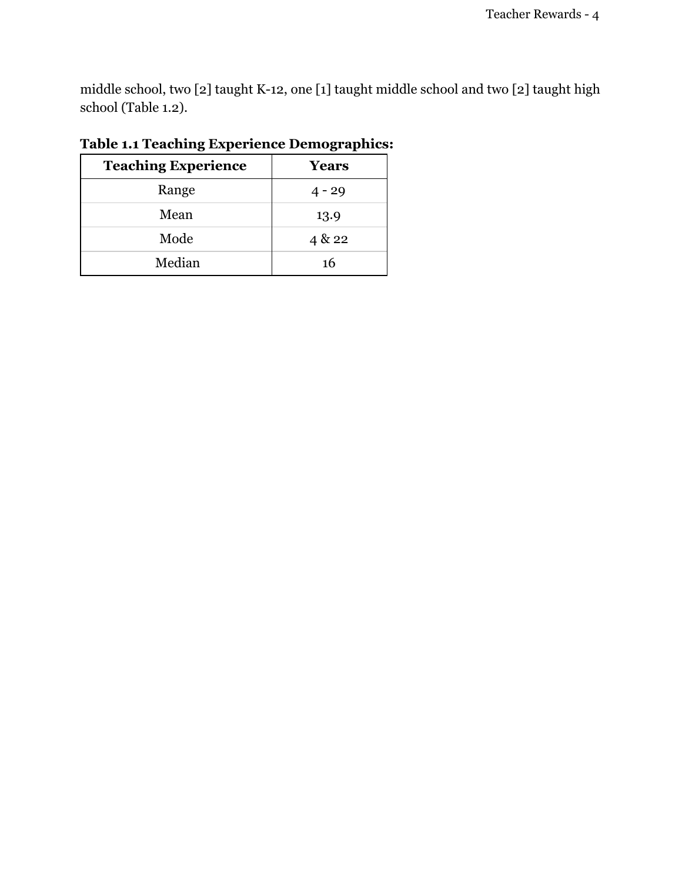middle school, two [2] taught K-12, one [1] taught middle school and two [2] taught high school (Table 1.2).

**Table 1.1 Teaching Experience Demographics:**

| **Teaching Experience** | **Years** |
| --- | --- |
| Range | 4 - 29 |
| Mean | 13.9 |
| Mode | 4 & 22 |
| Median | 16 |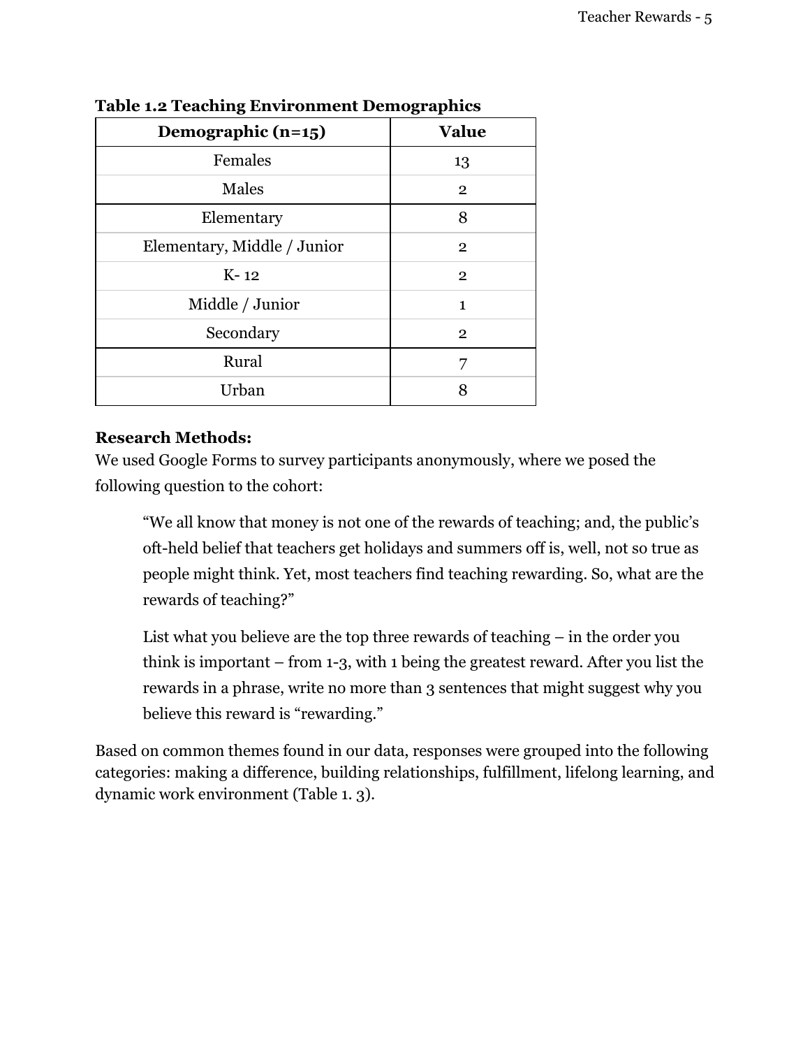**Table 1.2 Teaching Environment Demographics**

| Demographic (n=15) | Value |
|---|---|
| Females | 13 |
| Males | 2 |
| Elementary | 8 |
| Elementary, Middle / Junior | 2 |
| K- 12 | 2 |
| Middle / Junior | 1 |
| Secondary | 2 |
| Rural | 7 |
| Urban | 8 |

**Research Methods:**

We used Google Forms to survey participants anonymously, where we posed the following question to the cohort:

> "We all know that money is not one of the rewards of teaching; and, the public's oft-held belief that teachers get holidays and summers off is, well, not so true as people might think. Yet, most teachers find teaching rewarding. So, what are the rewards of teaching?"
>
> List what you believe are the top three rewards of teaching – in the order you think is important – from 1-3, with 1 being the greatest reward. After you list the rewards in a phrase, write no more than 3 sentences that might suggest why you believe this reward is "rewarding."

Based on common themes found in our data, responses were grouped into the following categories: making a difference, building relationships, fulfillment, lifelong learning, and dynamic work environment (Table 1. 3).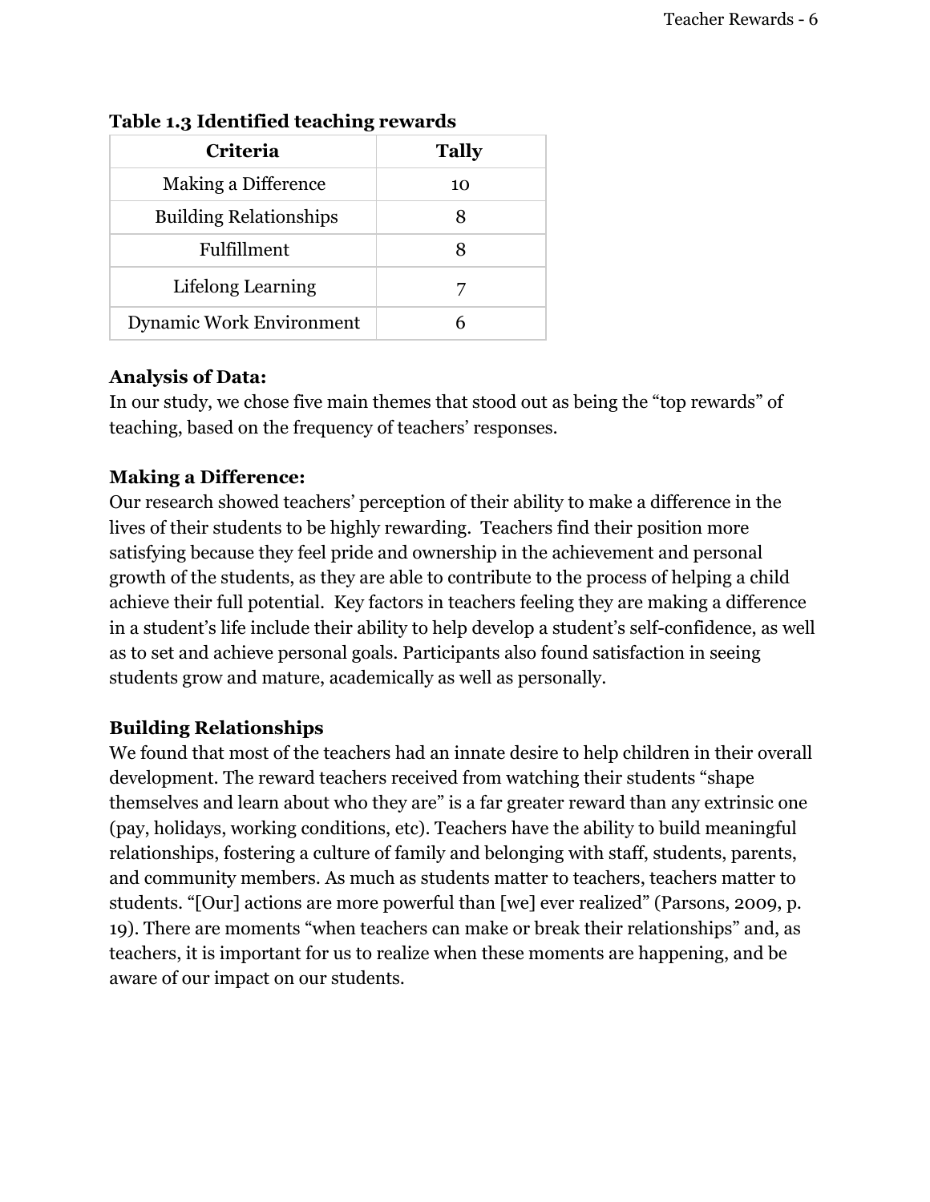**Table 1.3 Identified teaching rewards**

| Criteria | Tally |
|---|---|
| Making a Difference | 10 |
| Building Relationships | 8 |
| Fulfillment | 8 |
| Lifelong Learning | 7 |
| Dynamic Work Environment | 6 |

**Analysis of Data:**
In our study, we chose five main themes that stood out as being the "top rewards" of teaching, based on the frequency of teachers' responses.

**Making a Difference:**
Our research showed teachers' perception of their ability to make a difference in the lives of their students to be highly rewarding. Teachers find their position more satisfying because they feel pride and ownership in the achievement and personal growth of the students, as they are able to contribute to the process of helping a child achieve their full potential. Key factors in teachers feeling they are making a difference in a student's life include their ability to help develop a student's self-confidence, as well as to set and achieve personal goals. Participants also found satisfaction in seeing students grow and mature, academically as well as personally.

**Building Relationships**
We found that most of the teachers had an innate desire to help children in their overall development. The reward teachers received from watching their students "shape themselves and learn about who they are" is a far greater reward than any extrinsic one (pay, holidays, working conditions, etc). Teachers have the ability to build meaningful relationships, fostering a culture of family and belonging with staff, students, parents, and community members. As much as students matter to teachers, teachers matter to students. "[Our] actions are more powerful than [we] ever realized" (Parsons, 2009, p. 19). There are moments "when teachers can make or break their relationships" and, as teachers, it is important for us to realize when these moments are happening, and be aware of our impact on our students.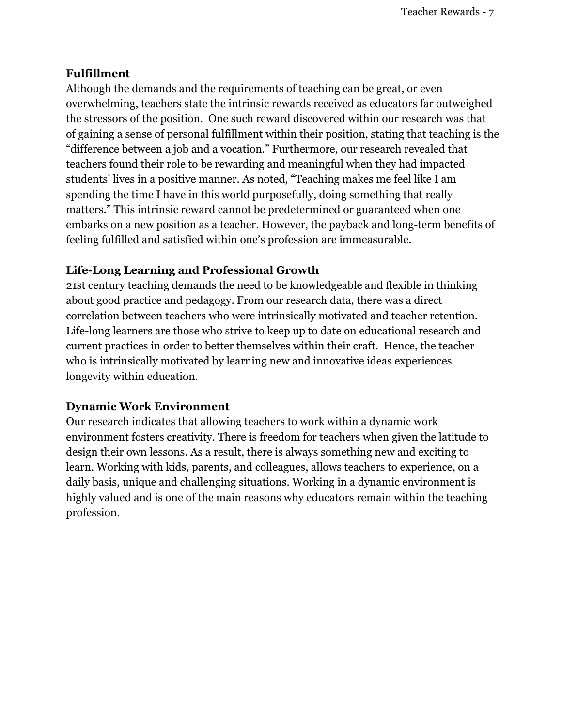**Fulfillment**

Although the demands and the requirements of teaching can be great, or even overwhelming, teachers state the intrinsic rewards received as educators far outweighed the stressors of the position. One such reward discovered within our research was that of gaining a sense of personal fulfillment within their position, stating that teaching is the "difference between a job and a vocation." Furthermore, our research revealed that teachers found their role to be rewarding and meaningful when they had impacted students' lives in a positive manner. As noted, "Teaching makes me feel like I am spending the time I have in this world purposefully, doing something that really matters." This intrinsic reward cannot be predetermined or guaranteed when one embarks on a new position as a teacher. However, the payback and long-term benefits of feeling fulfilled and satisfied within one's profession are immeasurable.

**Life-Long Learning and Professional Growth**

21st century teaching demands the need to be knowledgeable and flexible in thinking about good practice and pedagogy. From our research data, there was a direct correlation between teachers who were intrinsically motivated and teacher retention. Life-long learners are those who strive to keep up to date on educational research and current practices in order to better themselves within their craft. Hence, the teacher who is intrinsically motivated by learning new and innovative ideas experiences longevity within education.

**Dynamic Work Environment**

Our research indicates that allowing teachers to work within a dynamic work environment fosters creativity. There is freedom for teachers when given the latitude to design their own lessons. As a result, there is always something new and exciting to learn. Working with kids, parents, and colleagues, allows teachers to experience, on a daily basis, unique and challenging situations. Working in a dynamic environment is highly valued and is one of the main reasons why educators remain within the teaching profession.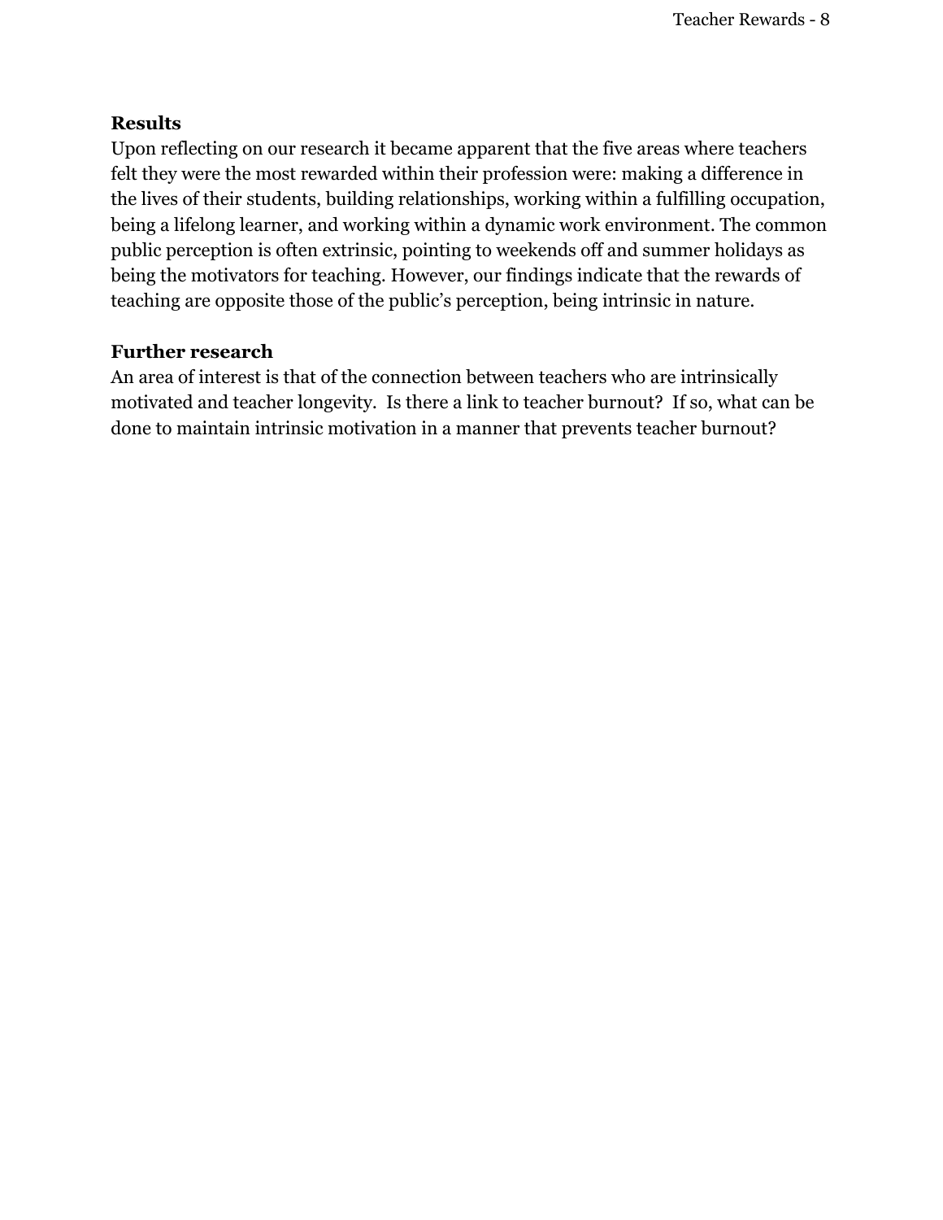**Results**

Upon reflecting on our research it became apparent that the five areas where teachers felt they were the most rewarded within their profession were: making a difference in the lives of their students, building relationships, working within a fulfilling occupation, being a lifelong learner, and working within a dynamic work environment. The common public perception is often extrinsic, pointing to weekends off and summer holidays as being the motivators for teaching. However, our findings indicate that the rewards of teaching are opposite those of the public's perception, being intrinsic in nature.

**Further research**

An area of interest is that of the connection between teachers who are intrinsically motivated and teacher longevity. Is there a link to teacher burnout? If so, what can be done to maintain intrinsic motivation in a manner that prevents teacher burnout?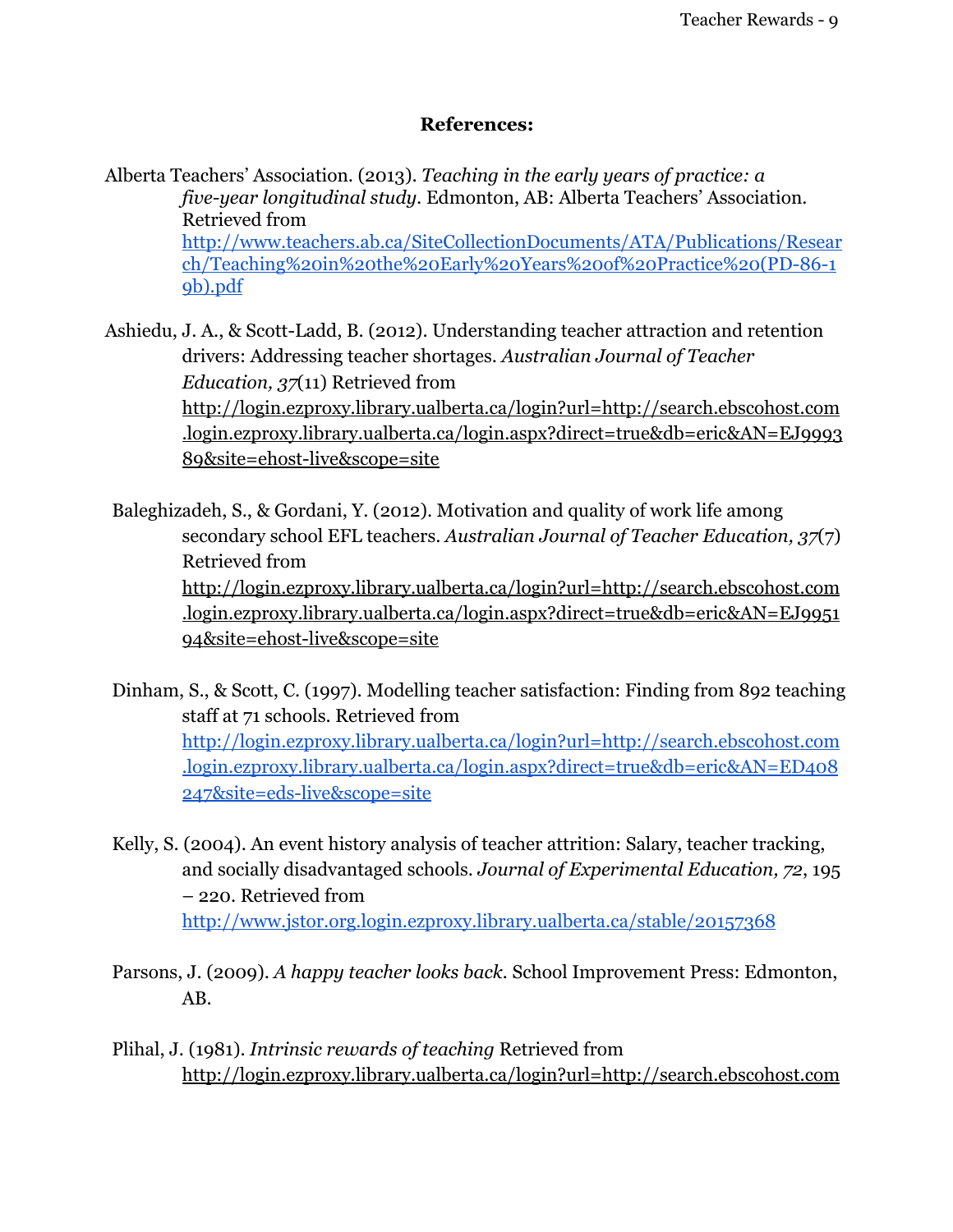**References:**

Alberta Teachers' Association. (2013). *Teaching in the early years of practice: a five-year longitudinal study*. Edmonton, AB: Alberta Teachers' Association. Retrieved from http://www.teachers.ab.ca/SiteCollectionDocuments/ATA/Publications/Research/Teaching%20in%20the%20Early%20Years%20of%20Practice%20(PD-86-19b).pdf

Ashiedu, J. A., & Scott-Ladd, B. (2012). Understanding teacher attraction and retention drivers: Addressing teacher shortages. *Australian Journal of Teacher Education, 37*(11) Retrieved from http://login.ezproxy.library.ualberta.ca/login?url=http://search.ebscohost.com.login.ezproxy.library.ualberta.ca/login.aspx?direct=true&db=eric&AN=EJ999389&site=ehost-live&scope=site

Baleghizadeh, S., & Gordani, Y. (2012). Motivation and quality of work life among secondary school EFL teachers. *Australian Journal of Teacher Education, 37*(7) Retrieved from http://login.ezproxy.library.ualberta.ca/login?url=http://search.ebscohost.com.login.ezproxy.library.ualberta.ca/login.aspx?direct=true&db=eric&AN=EJ995194&site=ehost-live&scope=site

Dinham, S., & Scott, C. (1997). Modelling teacher satisfaction: Finding from 892 teaching staff at 71 schools. Retrieved from http://login.ezproxy.library.ualberta.ca/login?url=http://search.ebscohost.com.login.ezproxy.library.ualberta.ca/login.aspx?direct=true&db=eric&AN=ED408247&site=eds-live&scope=site

Kelly, S. (2004). An event history analysis of teacher attrition: Salary, teacher tracking, and socially disadvantaged schools. *Journal of Experimental Education, 72*, 195 – 220. Retrieved from http://www.jstor.org.login.ezproxy.library.ualberta.ca/stable/20157368

Parsons, J. (2009). *A happy teacher looks back*. School Improvement Press: Edmonton, AB.

Plihal, J. (1981). *Intrinsic rewards of teaching* Retrieved from http://login.ezproxy.library.ualberta.ca/login?url=http://search.ebscohost.com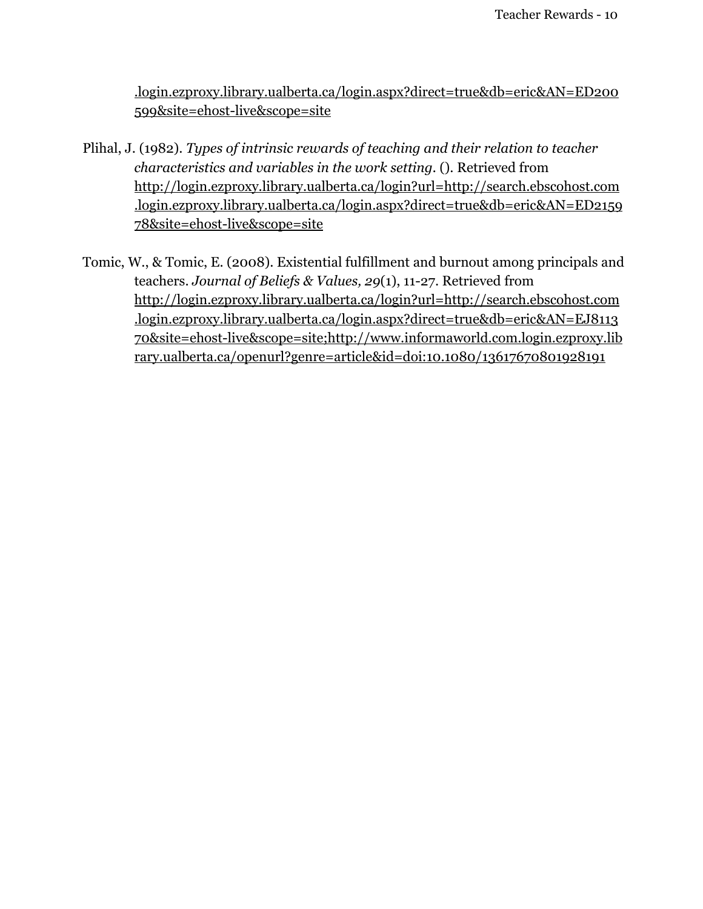.login.ezproxy.library.ualberta.ca/login.aspx?direct=true&db=eric&AN=ED200599&site=ehost-live&scope=site

Plihal, J. (1982). *Types of intrinsic rewards of teaching and their relation to teacher characteristics and variables in the work setting.* (). Retrieved from http://login.ezproxy.library.ualberta.ca/login?url=http://search.ebscohost.com.login.ezproxy.library.ualberta.ca/login.aspx?direct=true&db=eric&AN=ED215978&site=ehost-live&scope=site

Tomic, W., & Tomic, E. (2008). Existential fulfillment and burnout among principals and teachers. *Journal of Beliefs & Values, 29*(1), 11-27. Retrieved from http://login.ezproxy.library.ualberta.ca/login?url=http://search.ebscohost.com.login.ezproxy.library.ualberta.ca/login.aspx?direct=true&db=eric&AN=EJ811370&site=ehost-live&scope=site;http://www.informaworld.com.login.ezproxy.library.ualberta.ca/openurl?genre=article&id=doi:10.1080/13617670801928191